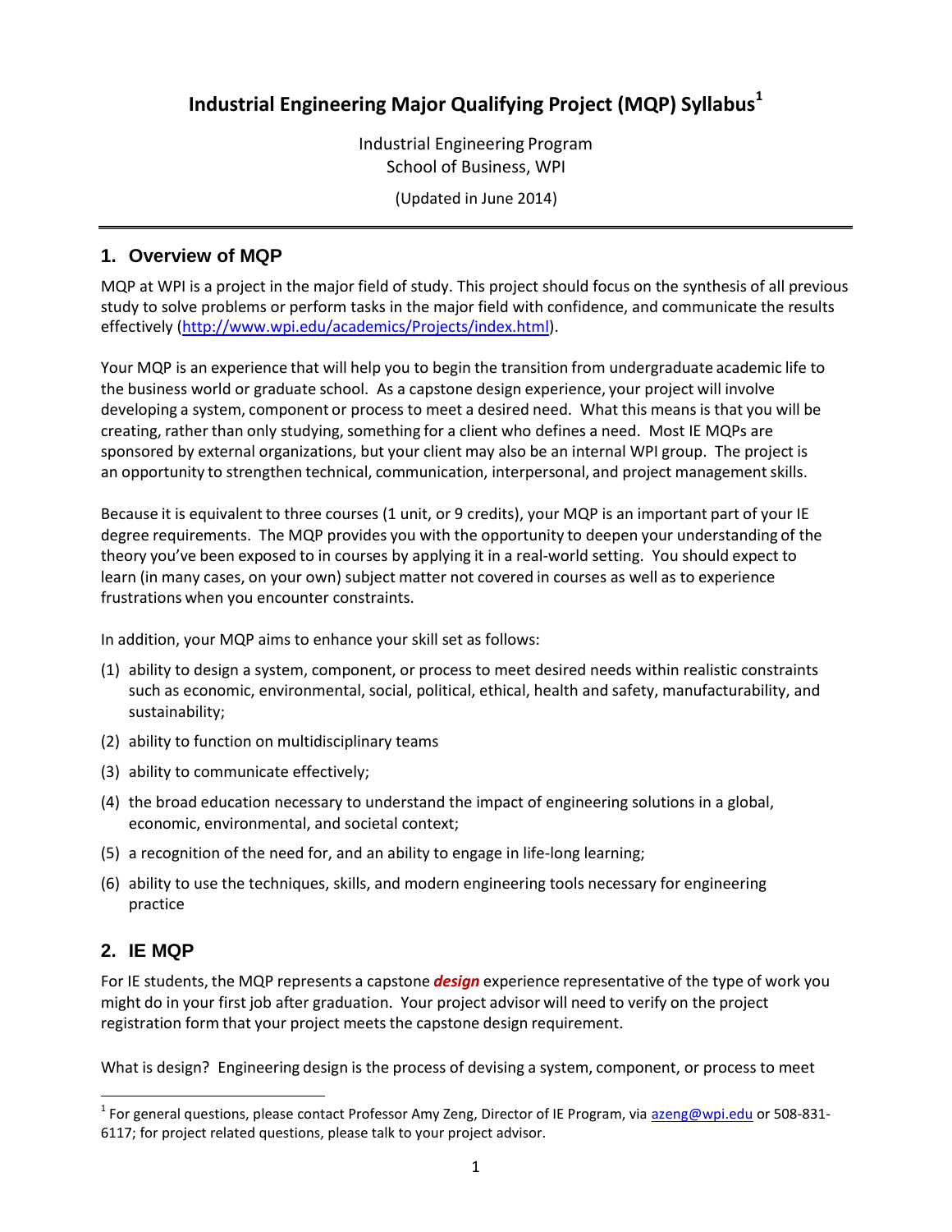# Industrial Engineering Major Qualifying Project (MQP) Syllabus[1]

Industrial Engineering Program
School of Business, WPI

(Updated in June 2014)

## 1. Overview of MQP

MQP at WPI is a project in the major field of study. This project should focus on the synthesis of all previous study to solve problems or perform tasks in the major field with confidence, and communicate the results effectively (http://www.wpi.edu/academics/Projects/index.html).

Your MQP is an experience that will help you to begin the transition from undergraduate academic life to the business world or graduate school. As a capstone design experience, your project will involve developing a system, component or process to meet a desired need. What this means is that you will be creating, rather than only studying, something for a client who defines a need. Most IE MQPs are sponsored by external organizations, but your client may also be an internal WPI group. The project is an opportunity to strengthen technical, communication, interpersonal, and project management skills.

Because it is equivalent to three courses (1 unit, or 9 credits), your MQP is an important part of your IE degree requirements. The MQP provides you with the opportunity to deepen your understanding of the theory you've been exposed to in courses by applying it in a real-world setting. You should expect to learn (in many cases, on your own) subject matter not covered in courses as well as to experience frustrations when you encounter constraints.

In addition, your MQP aims to enhance your skill set as follows:

(1) ability to design a system, component, or process to meet desired needs within realistic constraints such as economic, environmental, social, political, ethical, health and safety, manufacturability, and sustainability;

(2) ability to function on multidisciplinary teams

(3) ability to communicate effectively;

(4) the broad education necessary to understand the impact of engineering solutions in a global, economic, environmental, and societal context;

(5) a recognition of the need for, and an ability to engage in life-long learning;

(6) ability to use the techniques, skills, and modern engineering tools necessary for engineering practice

## 2. IE MQP

For IE students, the MQP represents a capstone ***design*** experience representative of the type of work you might do in your first job after graduation. Your project advisor will need to verify on the project registration form that your project meets the capstone design requirement.

What is design? Engineering design is the process of devising a system, component, or process to meet

[1] For general questions, please contact Professor Amy Zeng, Director of IE Program, via azeng@wpi.edu or 508-831-6117; for project related questions, please talk to your project advisor.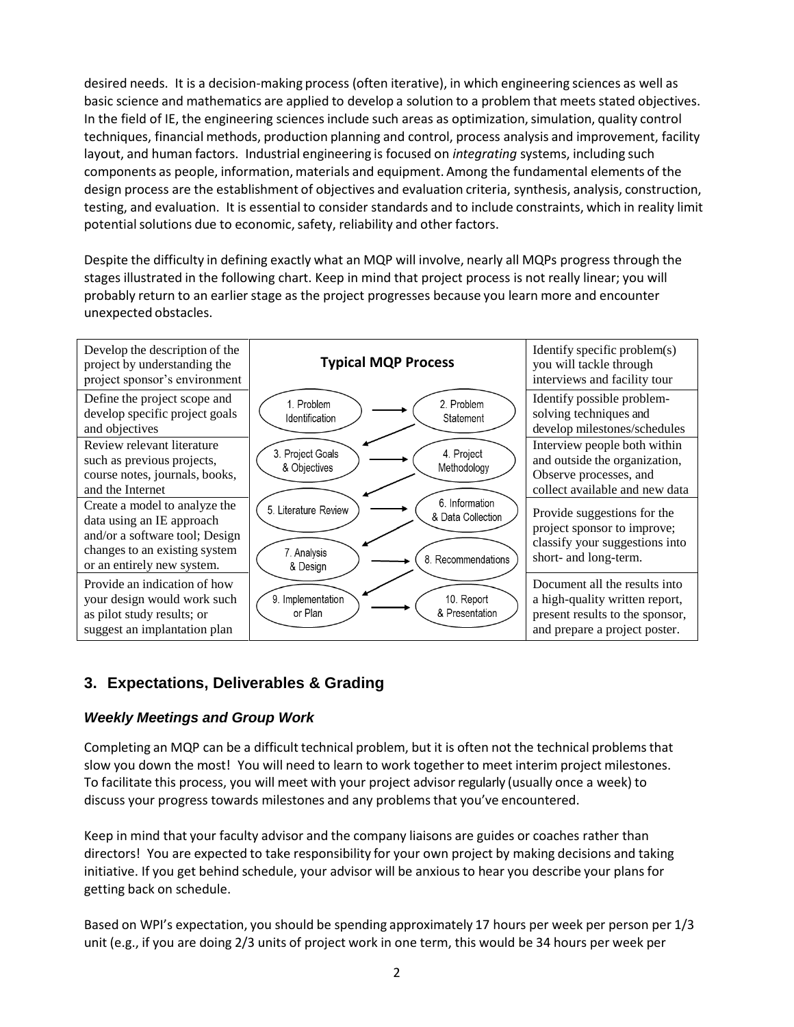desired needs. It is a decision-making process (often iterative), in which engineering sciences as well as basic science and mathematics are applied to develop a solution to a problem that meets stated objectives. In the field of IE, the engineering sciences include such areas as optimization, simulation, quality control techniques, financial methods, production planning and control, process analysis and improvement, facility layout, and human factors. Industrial engineering is focused on *integrating* systems, including such components as people, information, materials and equipment. Among the fundamental elements of the design process are the establishment of objectives and evaluation criteria, synthesis, analysis, construction, testing, and evaluation. It is essential to consider standards and to include constraints, which in reality limit potential solutions due to economic, safety, reliability and other factors.

Despite the difficulty in defining exactly what an MQP will involve, nearly all MQPs progress through the stages illustrated in the following chart. Keep in mind that project process is not really linear; you will probably return to an earlier stage as the project progresses because you learn more and encounter unexpected obstacles.

| | **Typical MQP Process** | | |
|---|---|---|---|
| Develop the description of the project by understanding the project sponsor's environment | 1. Problem Identification | 2. Problem Statement | Identify specific problem(s) you will tackle through interviews and facility tour |
| Define the project scope and develop specific project goals and objectives | 3. Project Goals & Objectives | 4. Project Methodology | Identify possible problem-solving techniques and develop milestones/schedules |
| Review relevant literature such as previous projects, course notes, journals, books, and the Internet | 5. Literature Review | 6. Information & Data Collection | Interview people both within and outside the organization, Observe processes, and collect available and new data |
| Create a model to analyze the data using an IE approach and/or a software tool; Design changes to an existing system or an entirely new system. | 7. Analysis & Design | 8. Recommendations | Provide suggestions for the project sponsor to improve; classify your suggestions into short- and long-term. |
| Provide an indication of how your design would work such as pilot study results; or suggest an implantation plan | 9. Implementation or Plan | 10. Report & Presentation | Document all the results into a high-quality written report, present results to the sponsor, and prepare a project poster. |

## 3. Expectations, Deliverables & Grading

### *Weekly Meetings and Group Work*

Completing an MQP can be a difficult technical problem, but it is often not the technical problems that slow you down the most! You will need to learn to work together to meet interim project milestones. To facilitate this process, you will meet with your project advisor regularly (usually once a week) to discuss your progress towards milestones and any problems that you've encountered.

Keep in mind that your faculty advisor and the company liaisons are guides or coaches rather than directors! You are expected to take responsibility for your own project by making decisions and taking initiative. If you get behind schedule, your advisor will be anxious to hear you describe your plans for getting back on schedule.

Based on WPI's expectation, you should be spending approximately 17 hours per week per person per 1/3 unit (e.g., if you are doing 2/3 units of project work in one term, this would be 34 hours per week per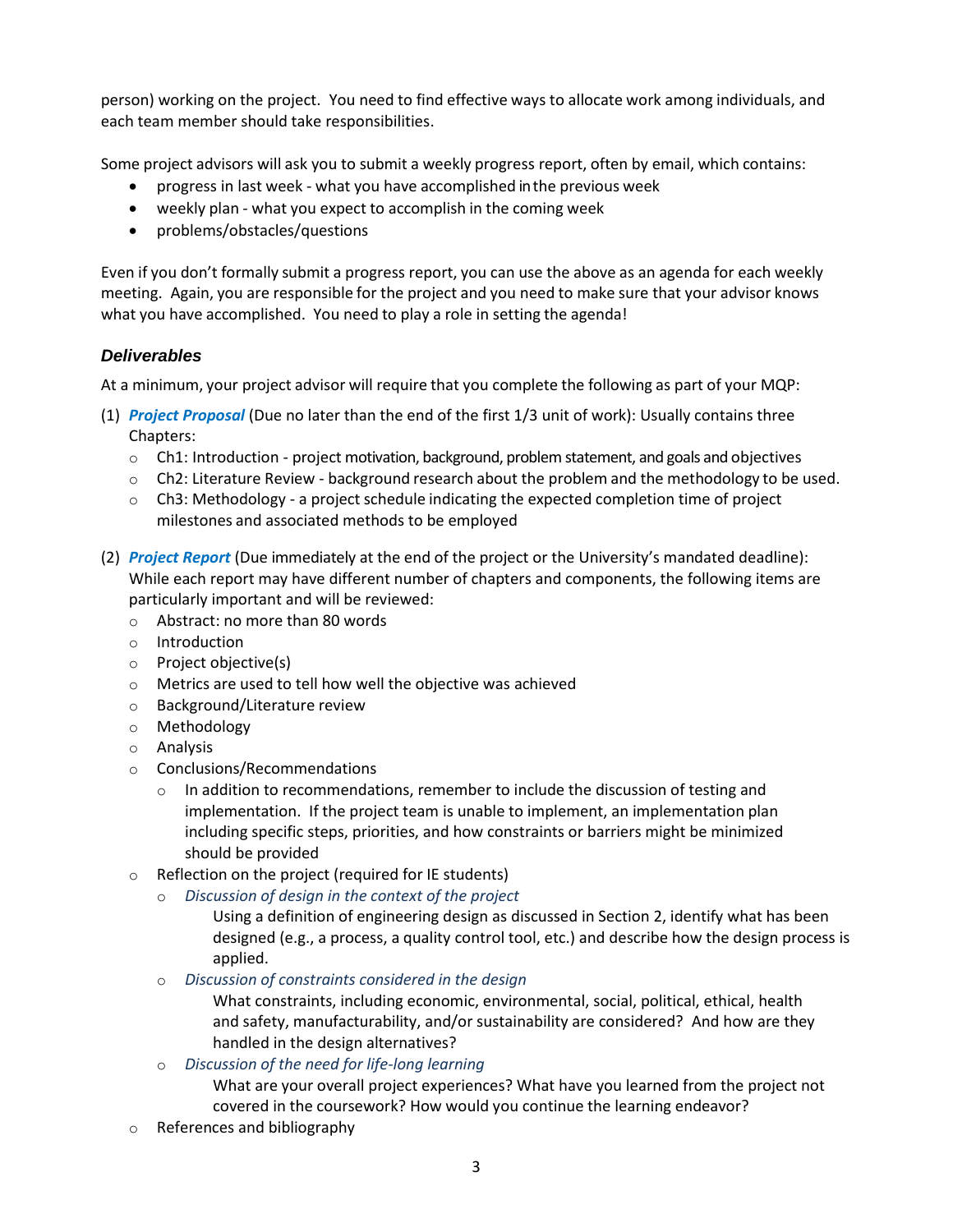person) working on the project. You need to find effective ways to allocate work among individuals, and each team member should take responsibilities.

Some project advisors will ask you to submit a weekly progress report, often by email, which contains:

- progress in last week - what you have accomplished in the previous week
- weekly plan - what you expect to accomplish in the coming week
- problems/obstacles/questions

Even if you don't formally submit a progress report, you can use the above as an agenda for each weekly meeting. Again, you are responsible for the project and you need to make sure that your advisor knows what you have accomplished. You need to play a role in setting the agenda!

### *Deliverables*

At a minimum, your project advisor will require that you complete the following as part of your MQP:

(1) ***Project Proposal*** (Due no later than the end of the first 1/3 unit of work): Usually contains three Chapters:
   - Ch1: Introduction - project motivation, background, problem statement, and goals and objectives
   - Ch2: Literature Review - background research about the problem and the methodology to be used.
   - Ch3: Methodology - a project schedule indicating the expected completion time of project milestones and associated methods to be employed

(2) ***Project Report*** (Due immediately at the end of the project or the University's mandated deadline): While each report may have different number of chapters and components, the following items are particularly important and will be reviewed:
   - Abstract: no more than 80 words
   - Introduction
   - Project objective(s)
   - Metrics are used to tell how well the objective was achieved
   - Background/Literature review
   - Methodology
   - Analysis
   - Conclusions/Recommendations
     - In addition to recommendations, remember to include the discussion of testing and implementation. If the project team is unable to implement, an implementation plan including specific steps, priorities, and how constraints or barriers might be minimized should be provided
   - Reflection on the project (required for IE students)
     - *Discussion of design in the context of the project*

       Using a definition of engineering design as discussed in Section 2, identify what has been designed (e.g., a process, a quality control tool, etc.) and describe how the design process is applied.
     - *Discussion of constraints considered in the design*

       What constraints, including economic, environmental, social, political, ethical, health and safety, manufacturability, and/or sustainability are considered? And how are they handled in the design alternatives?
     - *Discussion of the need for life-long learning*

       What are your overall project experiences? What have you learned from the project not covered in the coursework? How would you continue the learning endeavor?
   - References and bibliography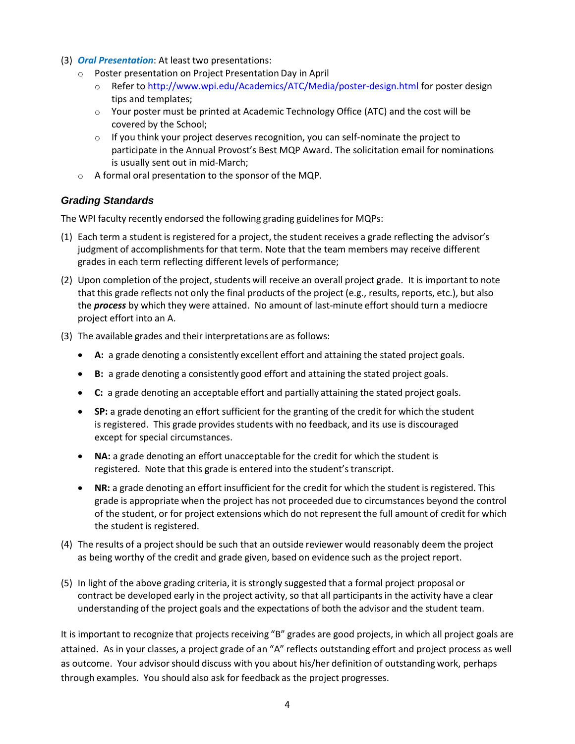(3) ***Oral Presentation***: At least two presentations:

- Poster presentation on Project Presentation Day in April
  - Refer to http://www.wpi.edu/Academics/ATC/Media/poster-design.html for poster design tips and templates;
  - Your poster must be printed at Academic Technology Office (ATC) and the cost will be covered by the School;
  - If you think your project deserves recognition, you can self-nominate the project to participate in the Annual Provost's Best MQP Award. The solicitation email for nominations is usually sent out in mid-March;
- A formal oral presentation to the sponsor of the MQP.

### *Grading Standards*

The WPI faculty recently endorsed the following grading guidelines for MQPs:

(1) Each term a student is registered for a project, the student receives a grade reflecting the advisor's judgment of accomplishments for that term. Note that the team members may receive different grades in each term reflecting different levels of performance;

(2) Upon completion of the project, students will receive an overall project grade. It is important to note that this grade reflects not only the final products of the project (e.g., results, reports, etc.), but also the ***process*** by which they were attained. No amount of last-minute effort should turn a mediocre project effort into an A.

(3) The available grades and their interpretations are as follows:

- **A:** a grade denoting a consistently excellent effort and attaining the stated project goals.
- **B:** a grade denoting a consistently good effort and attaining the stated project goals.
- **C:** a grade denoting an acceptable effort and partially attaining the stated project goals.
- **SP:** a grade denoting an effort sufficient for the granting of the credit for which the student is registered. This grade provides students with no feedback, and its use is discouraged except for special circumstances.
- **NA:** a grade denoting an effort unacceptable for the credit for which the student is registered. Note that this grade is entered into the student's transcript.
- **NR:** a grade denoting an effort insufficient for the credit for which the student is registered. This grade is appropriate when the project has not proceeded due to circumstances beyond the control of the student, or for project extensions which do not represent the full amount of credit for which the student is registered.

(4) The results of a project should be such that an outside reviewer would reasonably deem the project as being worthy of the credit and grade given, based on evidence such as the project report.

(5) In light of the above grading criteria, it is strongly suggested that a formal project proposal or contract be developed early in the project activity, so that all participants in the activity have a clear understanding of the project goals and the expectations of both the advisor and the student team.

It is important to recognize that projects receiving "B" grades are good projects, in which all project goals are attained. As in your classes, a project grade of an "A" reflects outstanding effort and project process as well as outcome. Your advisor should discuss with you about his/her definition of outstanding work, perhaps through examples. You should also ask for feedback as the project progresses.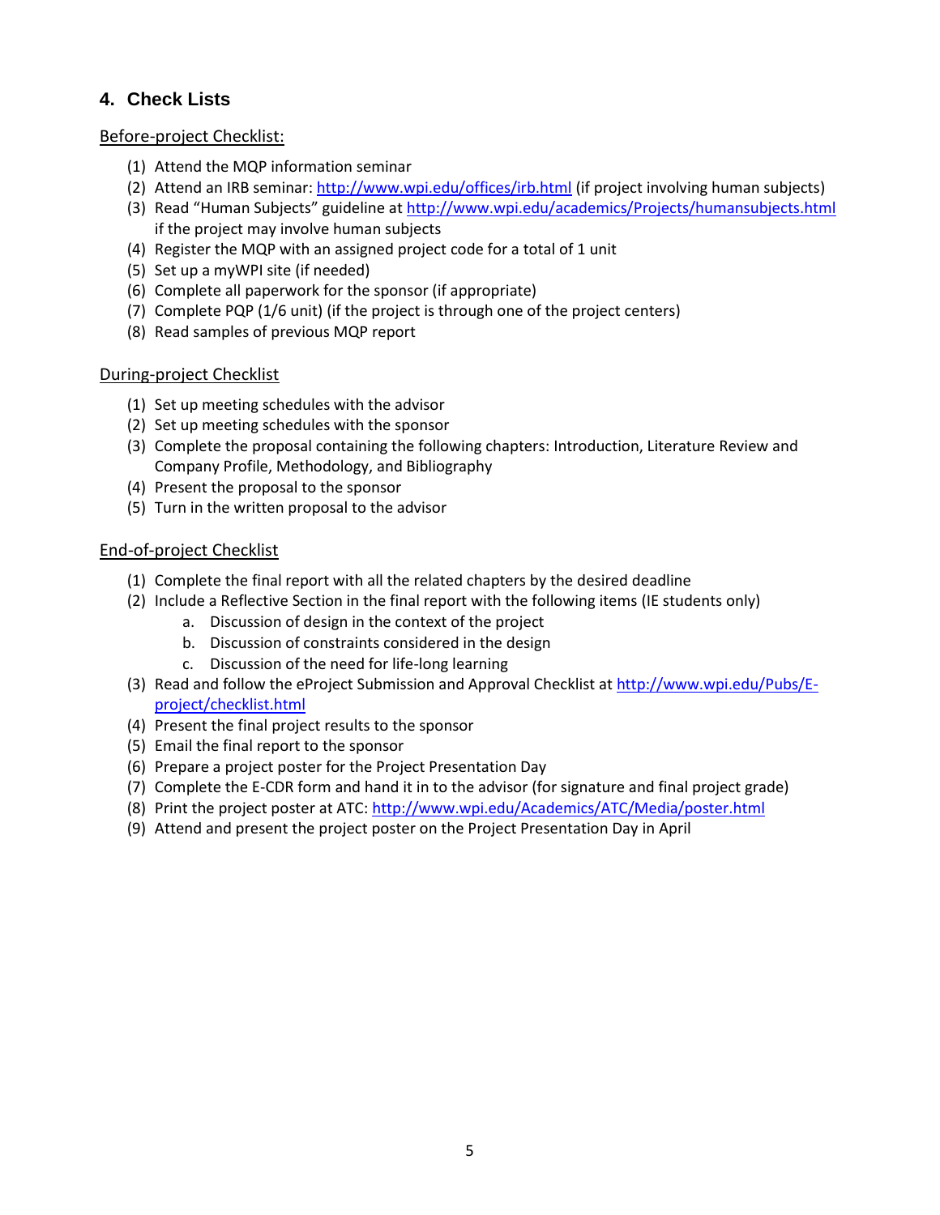## 4. Check Lists

Before-project Checklist:

(1) Attend the MQP information seminar
(2) Attend an IRB seminar: http://www.wpi.edu/offices/irb.html (if project involving human subjects)
(3) Read "Human Subjects" guideline at http://www.wpi.edu/academics/Projects/humansubjects.html if the project may involve human subjects
(4) Register the MQP with an assigned project code for a total of 1 unit
(5) Set up a myWPI site (if needed)
(6) Complete all paperwork for the sponsor (if appropriate)
(7) Complete PQP (1/6 unit) (if the project is through one of the project centers)
(8) Read samples of previous MQP report

During-project Checklist

(1) Set up meeting schedules with the advisor
(2) Set up meeting schedules with the sponsor
(3) Complete the proposal containing the following chapters: Introduction, Literature Review and Company Profile, Methodology, and Bibliography
(4) Present the proposal to the sponsor
(5) Turn in the written proposal to the advisor

End-of-project Checklist

(1) Complete the final report with all the related chapters by the desired deadline
(2) Include a Reflective Section in the final report with the following items (IE students only)
    a. Discussion of design in the context of the project
    b. Discussion of constraints considered in the design
    c. Discussion of the need for life-long learning
(3) Read and follow the eProject Submission and Approval Checklist at http://www.wpi.edu/Pubs/E-project/checklist.html
(4) Present the final project results to the sponsor
(5) Email the final report to the sponsor
(6) Prepare a project poster for the Project Presentation Day
(7) Complete the E-CDR form and hand it in to the advisor (for signature and final project grade)
(8) Print the project poster at ATC: http://www.wpi.edu/Academics/ATC/Media/poster.html
(9) Attend and present the project poster on the Project Presentation Day in April